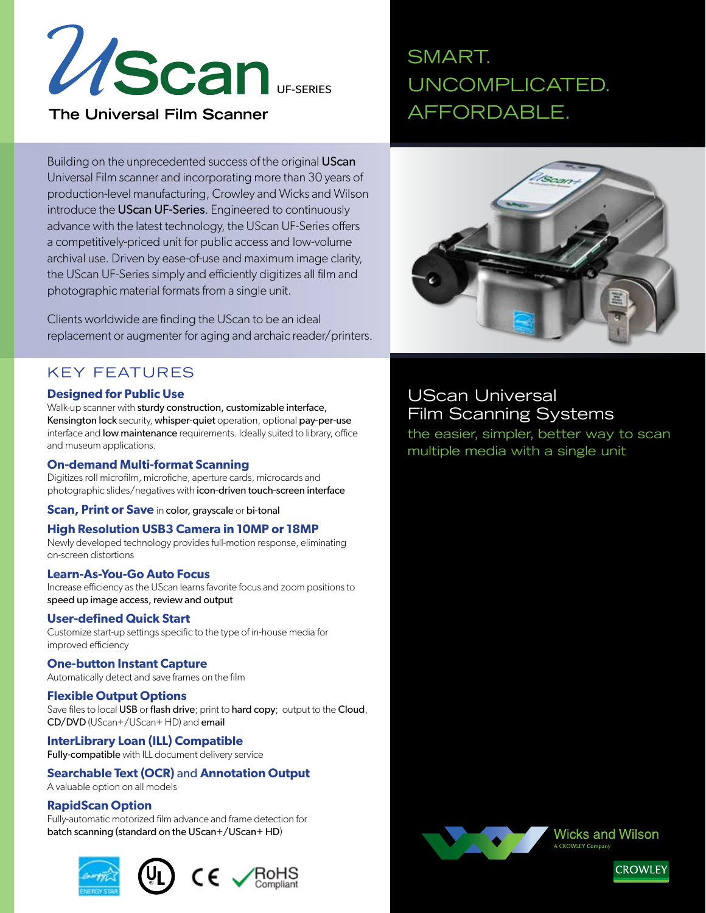# UScan UF-SERIES

**The Universal Film Scanner**

SMART.
UNCOMPLICATED.
AFFORDABLE.

Building on the unprecedented success of the original **UScan** Universal Film scanner and incorporating more than 30 years of production-level manufacturing, Crowley and Wicks and Wilson introduce the **UScan UF-Series**. Engineered to continuously advance with the latest technology, the UScan UF-Series offers a competitively-priced unit for public access and low-volume archival use. Driven by ease-of-use and maximum image clarity, the UScan UF-Series simply and efficiently digitizes all film and photographic material formats from a single unit.

Clients worldwide are finding the UScan to be an ideal replacement or augmenter for aging and archaic reader/printers.

## UScan Universal Film Scanning Systems

the easier, simpler, better way to scan multiple media with a single unit

## KEY FEATURES

### Designed for Public Use

Walk-up scanner with sturdy construction, customizable interface, Kensington lock security, whisper-quiet operation, optional pay-per-use interface and low maintenance requirements. Ideally suited to library, office and museum applications.

### On-demand Multi-format Scanning

Digitizes roll microfilm, microfiche, aperture cards, microcards and photographic slides/negatives with icon-driven touch-screen interface

### Scan, Print or Save in color, grayscale or bi-tonal

### High Resolution USB3 Camera in 10MP or 18MP

Newly developed technology provides full-motion response, eliminating on-screen distortions

### Learn-As-You-Go Auto Focus

Increase efficiency as the UScan learns favorite focus and zoom positions to speed up image access, review and output

### User-defined Quick Start

Customize start-up settings specific to the type of in-house media for improved efficiency

### One-button Instant Capture

Automatically detect and save frames on the film

### Flexible Output Options

Save files to local USB or flash drive; print to hard copy; output to the Cloud, CD/DVD (UScan+/UScan+ HD) and email

### InterLibrary Loan (ILL) Compatible

Fully-compatible with ILL document delivery service

### Searchable Text (OCR) and Annotation Output

A valuable option on all models

### RapidScan Option

Fully-automatic motorized film advance and frame detection for batch scanning (standard on the UScan+/UScan+ HD)

ENERGY STAR · UL · CE · RoHS Compliant

Wicks and Wilson — A CROWLEY Company

CROWLEY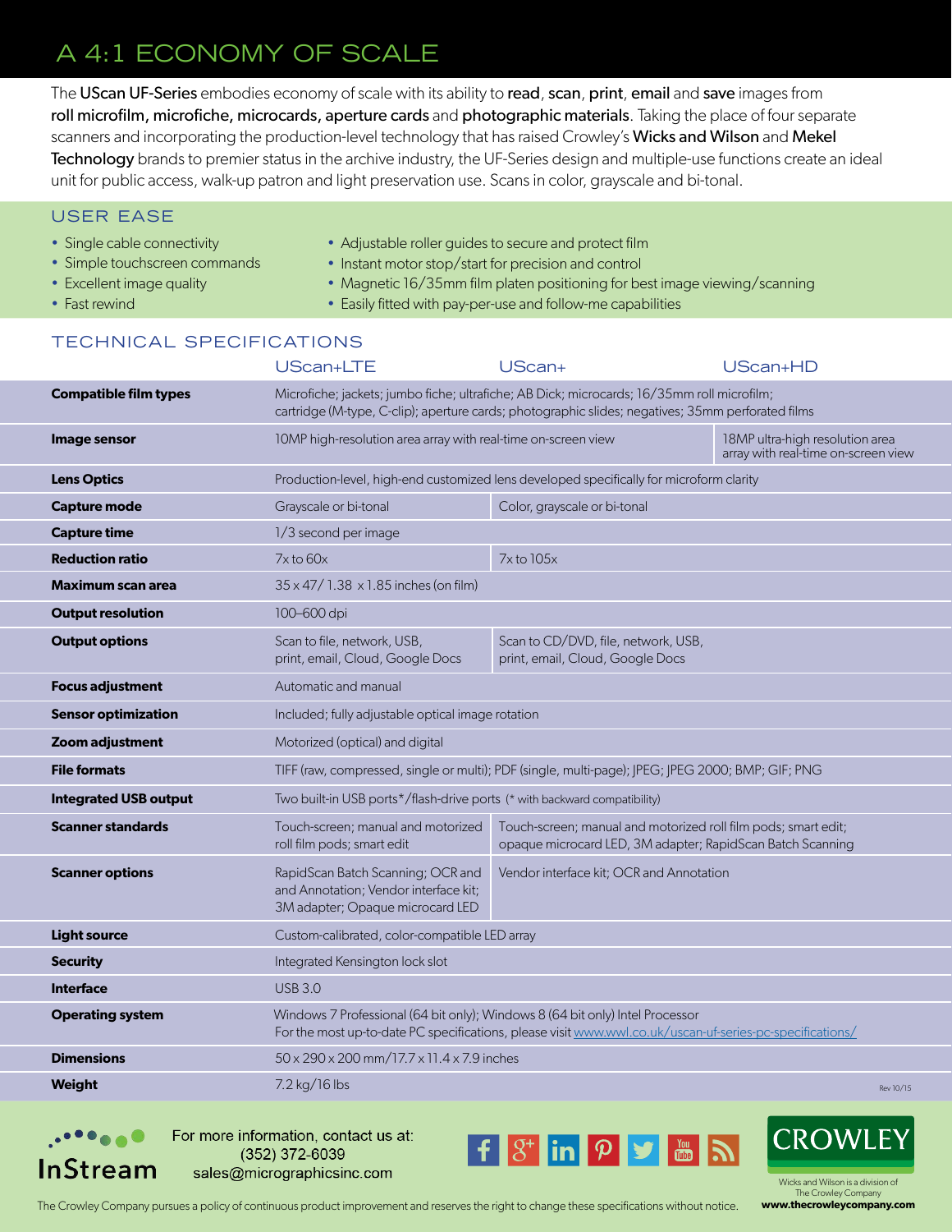# A 4:1 ECONOMY OF SCALE

The **UScan UF-Series** embodies economy of scale with its ability to **read**, **scan**, **print**, **email** and **save** images from **roll microfilm, microfiche, microcards, aperture cards** and **photographic materials**. Taking the place of four separate scanners and incorporating the production-level technology that has raised Crowley's **Wicks and Wilson** and **Mekel Technology** brands to premier status in the archive industry, the UF-Series design and multiple-use functions create an ideal unit for public access, walk-up patron and light preservation use. Scans in color, grayscale and bi-tonal.

## USER EASE

- Single cable connectivity
- Simple touchscreen commands
- Excellent image quality
- Fast rewind
- Adjustable roller guides to secure and protect film
- Instant motor stop/start for precision and control
- Magnetic 16/35mm film platen positioning for best image viewing/scanning
- Easily fitted with pay-per-use and follow-me capabilities

## TECHNICAL SPECIFICATIONS

| | UScan+LTE | UScan+ | UScan+HD |
|---|---|---|---|
| **Compatible film types** | Microfiche; jackets; jumbo fiche; ultrafiche; AB Dick; microcards; 16/35mm roll microfilm; cartridge (M-type, C-clip); aperture cards; photographic slides; negatives; 35mm perforated films | | |
| **Image sensor** | 10MP high-resolution area array with real-time on-screen view | | 18MP ultra-high resolution area array with real-time on-screen view |
| **Lens Optics** | Production-level, high-end customized lens developed specifically for microform clarity | | |
| **Capture mode** | Grayscale or bi-tonal | Color, grayscale or bi-tonal | |
| **Capture time** | 1/3 second per image | | |
| **Reduction ratio** | 7x to 60x | 7x to 105x | |
| **Maximum scan area** | 35 x 47/ 1.38 x 1.85 inches (on film) | | |
| **Output resolution** | 100–600 dpi | | |
| **Output options** | Scan to file, network, USB, print, email, Cloud, Google Docs | Scan to CD/DVD, file, network, USB, print, email, Cloud, Google Docs | |
| **Focus adjustment** | Automatic and manual | | |
| **Sensor optimization** | Included; fully adjustable optical image rotation | | |
| **Zoom adjustment** | Motorized (optical) and digital | | |
| **File formats** | TIFF (raw, compressed, single or multi); PDF (single, multi-page); JPEG; JPEG 2000; BMP; GIF; PNG | | |
| **Integrated USB output** | Two built-in USB ports*/flash-drive ports (* with backward compatibility) | | |
| **Scanner standards** | Touch-screen; manual and motorized roll film pods; smart edit | Touch-screen; manual and motorized roll film pods; smart edit; opaque microcard LED, 3M adapter; RapidScan Batch Scanning | |
| **Scanner options** | RapidScan Batch Scanning; OCR and and Annotation; Vendor interface kit; 3M adapter; Opaque microcard LED | Vendor interface kit; OCR and Annotation | |
| **Light source** | Custom-calibrated, color-compatible LED array | | |
| **Security** | Integrated Kensington lock slot | | |
| **Interface** | USB 3.0 | | |
| **Operating system** | Windows 7 Professional (64 bit only); Windows 8 (64 bit only) Intel Processor<br>For the most up-to-date PC specifications, please visit www.wwl.co.uk/uscan-uf-series-pc-specifications/ | | |
| **Dimensions** | 50 x 290 x 200 mm/17.7 x 11.4 x 7.9 inches | | |
| **Weight** | 7.2 kg/16 lbs | | |

Rev 10/15

InStream

For more information, contact us at:
(352) 372-6039
sales@micrographicsinc.com

CROWLEY

Wicks and Wilson is a division of The Crowley Company
www.thecrowleycompany.com

The Crowley Company pursues a policy of continuous product improvement and reserves the right to change these specifications without notice.